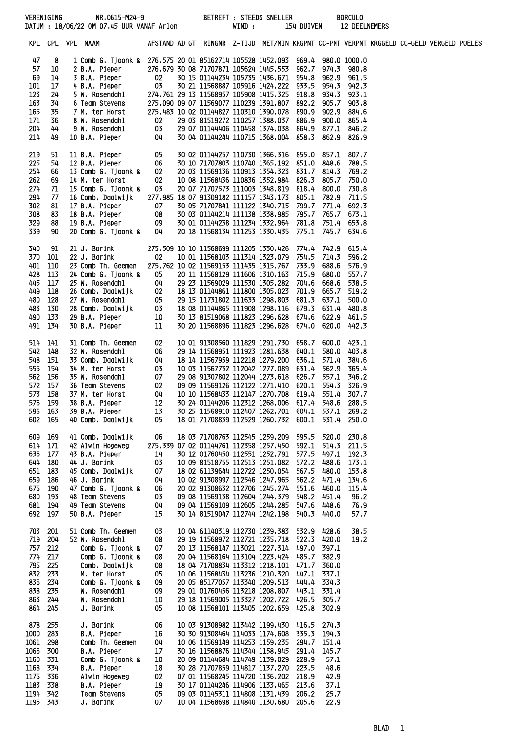VERENIGING NR.0615-M24-9 BETREFT : STEEDS SNELLER BORCULO
DATUM : 18/06/22 OM 07.45 UUR VANAF Arlon WIND : 154 DUIVEN 12 DEELNEMERS

| KPL | CPL | VPL | NAAM | AFSTAND | AD | GT | RINGNR | Z-TIJD | MET/MIN | KRGPNT | CC-PNT | VERPNT | KRGGELD | CC-GELD | VERGELD | POELES |
|---|---|---|---|---|---|---|---|---|---|---|---|---|---|---|---|---|
| 47 | 8 | 1 | Comb G. Tjoonk & | 276.575 | 20 | 01 | 85162714 | 105528 | 1452.093 | 969.4 | 980.0 | 1000.0 | | | | |
| 57 | 10 | 2 | B.A. Pieper | 276.679 | 30 | 08 | 71707871 | 105624 | 1445.553 | 962.7 | 974.3 | 980.8 | | | | |
| 69 | 14 | 3 | B.A. Pieper | 02 | 30 | 15 | 01144234 | 105735 | 1436.671 | 954.8 | 962.9 | 961.5 | | | | |
| 101 | 17 | 4 | B.A. Pieper | 03 | 30 | 21 | 11568887 | 105916 | 1424.222 | 933.5 | 954.3 | 942.3 | | | | |
| 123 | 24 | 5 | W. Rosendahl | 274.761 | 29 | 13 | 11568957 | 105908 | 1415.325 | 918.8 | 934.3 | 923.1 | | | | |
| 163 | 34 | 6 | Team Stevens | 275.090 | 09 | 07 | 11569077 | 110239 | 1391.807 | 892.2 | 905.7 | 903.8 | | | | |
| 165 | 35 | 7 | M. ter Horst | 275.483 | 10 | 02 | 01144827 | 110310 | 1390.078 | 890.9 | 902.9 | 884.6 | | | | |
| 171 | 36 | 8 | W. Rosendahl | 02 | 29 | 03 | 81519272 | 110257 | 1388.037 | 886.9 | 900.0 | 865.4 | | | | |
| 204 | 44 | 9 | W. Rosendahl | 03 | 29 | 07 | 01144406 | 110458 | 1374.038 | 864.9 | 877.1 | 846.2 | | | | |
| 214 | 49 | 10 | B.A. Pieper | 04 | 30 | 04 | 01144244 | 110715 | 1368.004 | 858.3 | 862.9 | 826.9 | | | | |
| 219 | 51 | 11 | B.A. Pieper | 05 | 30 | 02 | 01144257 | 110730 | 1366.316 | 855.0 | 857.1 | 807.7 | | | | |
| 225 | 54 | 12 | B.A. Pieper | 06 | 30 | 10 | 71707803 | 110740 | 1365.192 | 851.0 | 848.6 | 788.5 | | | | |
| 254 | 66 | 13 | Comb G. Tjoonk & | 02 | 20 | 03 | 11569136 | 110913 | 1354.323 | 831.7 | 814.3 | 769.2 | | | | |
| 262 | 69 | 14 | M. ter Horst | 02 | 10 | 08 | 11568436 | 110836 | 1352.984 | 826.3 | 805.7 | 750.0 | | | | |
| 274 | 71 | 15 | Comb G. Tjoonk & | 03 | 20 | 07 | 71707573 | 111003 | 1348.819 | 818.4 | 800.0 | 730.8 | | | | |
| 294 | 77 | 16 | Comb. Daalwijk | 277.985 | 18 | 07 | 91309182 | 111157 | 1343.173 | 805.1 | 782.9 | 711.5 | | | | |
| 302 | 81 | 17 | B.A. Pieper | 07 | 30 | 05 | 71707841 | 111122 | 1340.715 | 799.7 | 771.4 | 692.3 | | | | |
| 308 | 83 | 18 | B.A. Pieper | 08 | 30 | 03 | 01144214 | 111138 | 1338.985 | 795.7 | 765.7 | 673.1 | | | | |
| 329 | 88 | 19 | B.A. Pieper | 09 | 30 | 01 | 01144238 | 111234 | 1332.964 | 781.8 | 751.4 | 653.8 | | | | |
| 339 | 90 | 20 | Comb G. Tjoonk & | 04 | 20 | 18 | 11568134 | 111253 | 1330.435 | 775.1 | 745.7 | 634.6 | | | | |
| 340 | 91 | 21 | J. Barink | 275.509 | 10 | 10 | 11568699 | 111205 | 1330.426 | 774.4 | 742.9 | 615.4 | | | | |
| 370 | 101 | 22 | J. Barink | 02 | 10 | 01 | 11568103 | 111314 | 1323.079 | 754.5 | 714.3 | 596.2 | | | | |
| 401 | 110 | 23 | Comb Th. Geemen | 275.762 | 10 | 02 | 11569153 | 111435 | 1315.767 | 733.9 | 688.6 | 576.9 | | | | |
| 428 | 113 | 24 | Comb G. Tjoonk & | 05 | 20 | 11 | 11568129 | 111606 | 1310.163 | 715.9 | 680.0 | 557.7 | | | | |
| 445 | 117 | 25 | W. Rosendahl | 04 | 29 | 23 | 11569029 | 111530 | 1305.282 | 704.6 | 668.6 | 538.5 | | | | |
| 449 | 118 | 26 | Comb. Daalwijk | 02 | 18 | 13 | 01144861 | 111800 | 1305.023 | 701.9 | 665.7 | 519.2 | | | | |
| 480 | 128 | 27 | W. Rosendahl | 05 | 29 | 15 | 11731802 | 111633 | 1298.803 | 681.3 | 637.1 | 500.0 | | | | |
| 483 | 130 | 28 | Comb. Daalwijk | 03 | 18 | 08 | 01144865 | 111908 | 1298.116 | 679.3 | 631.4 | 480.8 | | | | |
| 490 | 133 | 29 | B.A. Pieper | 10 | 30 | 13 | 81519068 | 111823 | 1296.628 | 674.6 | 622.9 | 461.5 | | | | |
| 491 | 134 | 30 | B.A. Pieper | 11 | 30 | 20 | 11568896 | 111823 | 1296.628 | 674.0 | 620.0 | 442.3 | | | | |
| 514 | 141 | 31 | Comb Th. Geemen | 02 | 10 | 01 | 91308560 | 111829 | 1291.730 | 658.7 | 600.0 | 423.1 | | | | |
| 542 | 148 | 32 | W. Rosendahl | 06 | 29 | 14 | 11568951 | 111923 | 1281.638 | 640.1 | 580.0 | 403.8 | | | | |
| 548 | 151 | 33 | Comb. Daalwijk | 04 | 18 | 14 | 11567959 | 112218 | 1279.200 | 636.1 | 571.4 | 384.6 | | | | |
| 555 | 154 | 34 | M. ter Horst | 03 | 10 | 03 | 11567732 | 112042 | 1277.089 | 631.4 | 562.9 | 365.4 | | | | |
| 562 | 156 | 35 | W. Rosendahl | 07 | 29 | 08 | 91307802 | 112044 | 1273.618 | 626.7 | 557.1 | 346.2 | | | | |
| 572 | 157 | 36 | Team Stevens | 02 | 09 | 09 | 11569126 | 112122 | 1271.410 | 620.1 | 554.3 | 326.9 | | | | |
| 573 | 158 | 37 | M. ter Horst | 04 | 10 | 10 | 11568433 | 112147 | 1270.708 | 619.4 | 551.4 | 307.7 | | | | |
| 576 | 159 | 38 | B.A. Pieper | 12 | 30 | 24 | 01144206 | 112312 | 1268.006 | 617.4 | 548.6 | 288.5 | | | | |
| 596 | 163 | 39 | B.A. Pieper | 13 | 30 | 25 | 11568910 | 112407 | 1262.701 | 604.1 | 537.1 | 269.2 | | | | |
| 602 | 165 | 40 | Comb. Daalwijk | 05 | 18 | 01 | 71708839 | 112529 | 1260.732 | 600.1 | 531.4 | 250.0 | | | | |
| 609 | 169 | 41 | Comb. Daalwijk | 06 | 18 | 03 | 71708763 | 112545 | 1259.209 | 595.5 | 520.0 | 230.8 | | | | |
| 614 | 171 | 42 | Alwin Hogeweg | 275.339 | 07 | 02 | 01144761 | 112358 | 1257.450 | 592.1 | 514.3 | 211.5 | | | | |
| 636 | 177 | 43 | B.A. Pieper | 14 | 30 | 12 | 01760450 | 112551 | 1252.791 | 577.5 | 497.1 | 192.3 | | | | |
| 644 | 180 | 44 | J. Barink | 03 | 10 | 09 | 81518755 | 112513 | 1251.082 | 572.2 | 488.6 | 173.1 | | | | |
| 651 | 183 | 45 | Comb. Daalwijk | 07 | 18 | 02 | 61139644 | 112722 | 1250.054 | 567.5 | 480.0 | 153.8 | | | | |
| 659 | 186 | 46 | J. Barink | 04 | 10 | 02 | 91308997 | 112546 | 1247.965 | 562.2 | 471.4 | 134.6 | | | | |
| 675 | 190 | 47 | Comb G. Tjoonk & | 06 | 20 | 02 | 91308632 | 112706 | 1245.274 | 551.6 | 460.0 | 115.4 | | | | |
| 680 | 193 | 48 | Team Stevens | 03 | 09 | 08 | 11569138 | 112604 | 1244.379 | 548.2 | 451.4 | 96.2 | | | | |
| 681 | 194 | 49 | Team Stevens | 04 | 09 | 04 | 11569109 | 112605 | 1244.285 | 547.6 | 448.6 | 76.9 | | | | |
| 692 | 197 | 50 | B.A. Pieper | 15 | 30 | 14 | 81519047 | 112744 | 1242.198 | 540.3 | 440.0 | 57.7 | | | | |
| 703 | 201 | 51 | Comb Th. Geemen | 03 | 10 | 04 | 61140319 | 112730 | 1239.383 | 532.9 | 428.6 | 38.5 | | | | |
| 719 | 204 | 52 | W. Rosendahl | 08 | 29 | 19 | 11568972 | 112721 | 1235.718 | 522.3 | 420.0 | 19.2 | | | | |
| 757 | 212 | | Comb G. Tjoonk & | 07 | 20 | 13 | 11568147 | 113021 | 1227.314 | 497.0 | 397.1 | | | | | |
| 774 | 217 | | Comb G. Tjoonk & | 08 | 20 | 04 | 11568164 | 113104 | 1223.424 | 485.7 | 382.9 | | | | | |
| 795 | 225 | | Comb. Daalwijk | 08 | 18 | 04 | 71708834 | 113312 | 1218.101 | 471.7 | 360.0 | | | | | |
| 832 | 233 | | M. ter Horst | 05 | 10 | 06 | 11568434 | 113236 | 1210.320 | 447.1 | 337.1 | | | | | |
| 836 | 234 | | Comb G. Tjoonk & | 09 | 20 | 05 | 85177057 | 113340 | 1209.513 | 444.4 | 334.3 | | | | | |
| 838 | 235 | | W. Rosendahl | 09 | 29 | 01 | 01760456 | 113218 | 1208.807 | 443.1 | 331.4 | | | | | |
| 863 | 244 | | W. Rosendahl | 10 | 29 | 18 | 11569005 | 113327 | 1202.722 | 426.5 | 305.7 | | | | | |
| 864 | 245 | | J. Barink | 05 | 10 | 08 | 11568101 | 113405 | 1202.659 | 425.8 | 302.9 | | | | | |
| 878 | 255 | | J. Barink | 06 | 10 | 03 | 91308982 | 113442 | 1199.430 | 416.5 | 274.3 | | | | | |
| 1000 | 283 | | B.A. Pieper | 16 | 30 | 30 | 91308464 | 114033 | 1174.608 | 335.3 | 194.3 | | | | | |
| 1061 | 298 | | Comb Th. Geemen | 04 | 10 | 06 | 11569149 | 114253 | 1159.235 | 294.7 | 151.4 | | | | | |
| 1066 | 300 | | B.A. Pieper | 17 | 30 | 16 | 11568876 | 114344 | 1158.945 | 291.4 | 145.7 | | | | | |
| 1160 | 331 | | Comb G. Tjoonk & | 10 | 20 | 09 | 01144684 | 114749 | 1139.029 | 228.9 | 57.1 | | | | | |
| 1168 | 334 | | B.A. Pieper | 18 | 30 | 28 | 71707859 | 114817 | 1137.270 | 223.5 | 48.6 | | | | | |
| 1175 | 336 | | Alwin Hogeweg | 02 | 07 | 01 | 11568245 | 114720 | 1136.202 | 218.9 | 42.9 | | | | | |
| 1183 | 338 | | B.A. Pieper | 19 | 30 | 17 | 01144246 | 114906 | 1133.465 | 213.6 | 37.1 | | | | | |
| 1194 | 342 | | Team Stevens | 05 | 09 | 03 | 01145311 | 114808 | 1131.439 | 206.2 | 25.7 | | | | | |
| 1195 | 343 | | J. Barink | 07 | 10 | 04 | 11568698 | 114840 | 1130.680 | 205.6 | 22.9 | | | | | |

BLAD 1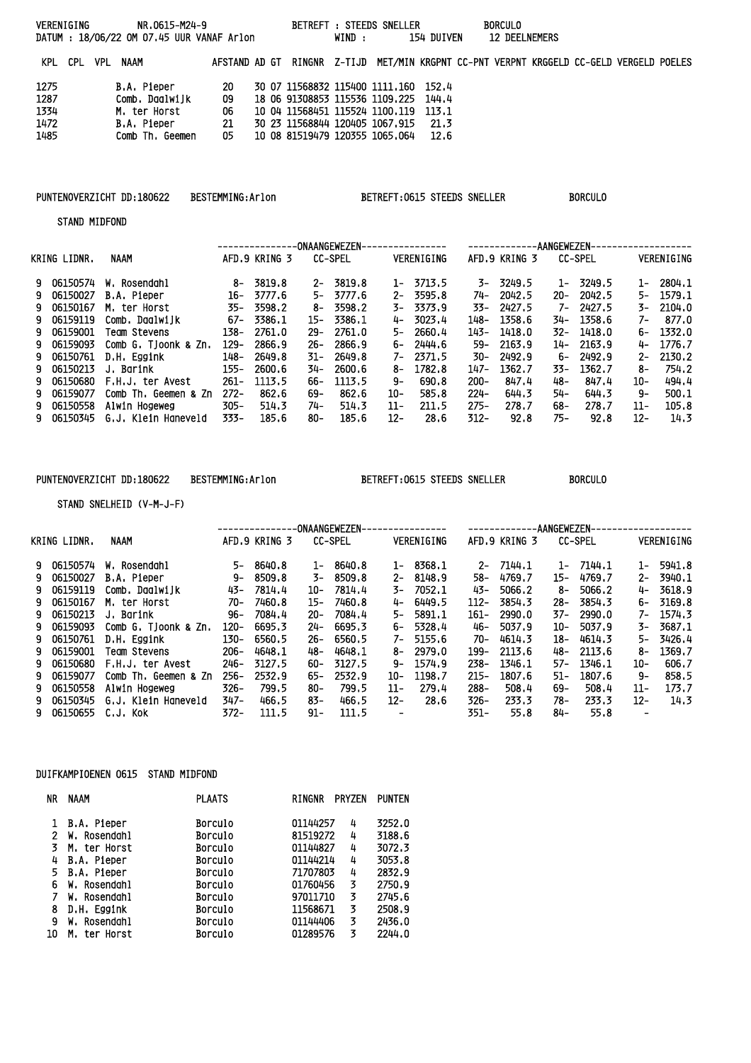VERENIGING NR.0615-M24-9 BETREFT : STEEDS SNELLER BORCULO
DATUM : 18/06/22 OM 07.45 UUR VANAF Arlon WIND : 154 DUIVEN 12 DEELNEMERS

| KPL | CPL | VPL | NAAM | AFSTAND | AD | GT | RINGNR | Z-TIJD | MET/MIN | KRGPNT | CC-PNT | VERPNT | KRGGELD | CC-GELD | VERGELD | POELES |
|---|---|---|---|---|---|---|---|---|---|---|---|---|---|---|---|---|
| 1275 | | | B.A. Pieper | 20 | 30 | 07 | 11568832 | 115400 | 1111.160 | 152.4 | | | | | | |
| 1287 | | | Comb. Daalwijk | 09 | 18 | 06 | 91308853 | 115536 | 1109.225 | 144.4 | | | | | | |
| 1334 | | | M. ter Horst | 06 | 10 | 04 | 11568451 | 115524 | 1100.119 | 113.1 | | | | | | |
| 1472 | | | B.A. Pieper | 21 | 30 | 23 | 11568844 | 120405 | 1067.915 | 21.3 | | | | | | |
| 1485 | | | Comb Th. Geemen | 05 | 10 | 08 | 81519479 | 120355 | 1065.064 | 12.6 | | | | | | |

PUNTENOVERZICHT DD:180622 BESTEMMING:Arlon BETREFT:0615 STEEDS SNELLER BORCULO

STAND MIDFOND

| KRING | LIDNR. | NAAM | ONAANGEWEZEN AFD.9 KRING 3 | | ONAANGEWEZEN CC-SPEL | | ONAANGEWEZEN VERENIGING | | AANGEWEZEN AFD.9 KRING 3 | | AANGEWEZEN CC-SPEL | | AANGEWEZEN VERENIGING | |
|---|---|---|---|---|---|---|---|---|---|---|---|---|---|---|
| 9 | 06150574 | W. Rosendahl | 8- | 3819.8 | 2- | 3819.8 | 1- | 3713.5 | 3- | 3249.5 | 1- | 3249.5 | 1- | 2804.1 |
| 9 | 06150027 | B.A. Pieper | 16- | 3777.6 | 5- | 3777.6 | 2- | 3595.8 | 74- | 2042.5 | 20- | 2042.5 | 5- | 1579.1 |
| 9 | 06150167 | M. ter Horst | 35- | 3598.2 | 8- | 3598.2 | 3- | 3373.9 | 33- | 2427.5 | 7- | 2427.5 | 3- | 2104.0 |
| 9 | 06159119 | Comb. Daalwijk | 67- | 3386.1 | 15- | 3386.1 | 4- | 3023.4 | 148- | 1358.6 | 34- | 1358.6 | 7- | 877.0 |
| 9 | 06159001 | Team Stevens | 138- | 2761.0 | 29- | 2761.0 | 5- | 2660.4 | 143- | 1418.0 | 32- | 1418.0 | 6- | 1332.0 |
| 9 | 06159093 | Comb G. Tjoonk & Zn. | 129- | 2866.9 | 26- | 2866.9 | 6- | 2444.6 | 59- | 2163.9 | 14- | 2163.9 | 4- | 1776.7 |
| 9 | 06150761 | D.H. Eggink | 148- | 2649.8 | 31- | 2649.8 | 7- | 2371.5 | 30- | 2492.9 | 6- | 2492.9 | 2- | 2130.2 |
| 9 | 06150213 | J. Barink | 155- | 2600.6 | 34- | 2600.6 | 8- | 1782.8 | 147- | 1362.7 | 33- | 1362.7 | 8- | 754.2 |
| 9 | 06150680 | F.H.J. ter Avest | 261- | 1113.5 | 66- | 1113.5 | 9- | 690.8 | 200- | 847.4 | 48- | 847.4 | 10- | 494.4 |
| 9 | 06159077 | Comb Th. Geemen & Zn | 272- | 862.6 | 69- | 862.6 | 10- | 585.8 | 224- | 644.3 | 54- | 644.3 | 9- | 500.1 |
| 9 | 06150558 | Alwin Hogeweg | 305- | 514.3 | 74- | 514.3 | 11- | 211.5 | 275- | 278.7 | 68- | 278.7 | 11- | 105.8 |
| 9 | 06150345 | G.J. Klein Haneveld | 333- | 185.6 | 80- | 185.6 | 12- | 28.6 | 312- | 92.8 | 75- | 92.8 | 12- | 14.3 |

PUNTENOVERZICHT DD:180622 BESTEMMING:Arlon BETREFT:0615 STEEDS SNELLER BORCULO

STAND SNELHEID (V-M-J-F)

| KRING | LIDNR. | NAAM | ONAANGEWEZEN AFD.9 KRING 3 | | ONAANGEWEZEN CC-SPEL | | ONAANGEWEZEN VERENIGING | | AANGEWEZEN AFD.9 KRING 3 | | AANGEWEZEN CC-SPEL | | AANGEWEZEN VERENIGING | |
|---|---|---|---|---|---|---|---|---|---|---|---|---|---|---|
| 9 | 06150574 | W. Rosendahl | 5- | 8640.8 | 1- | 8640.8 | 1- | 8368.1 | 2- | 7144.1 | 1- | 7144.1 | 1- | 5941.8 |
| 9 | 06150027 | B.A. Pieper | 9- | 8509.8 | 3- | 8509.8 | 2- | 8148.9 | 58- | 4769.7 | 15- | 4769.7 | 2- | 3940.1 |
| 9 | 06159119 | Comb. Daalwijk | 43- | 7814.4 | 10- | 7814.4 | 3- | 7052.1 | 43- | 5066.2 | 8- | 5066.2 | 4- | 3618.9 |
| 9 | 06150167 | M. ter Horst | 70- | 7460.8 | 15- | 7460.8 | 4- | 6449.5 | 112- | 3854.3 | 28- | 3854.3 | 6- | 3169.8 |
| 9 | 06150213 | J. Barink | 96- | 7084.4 | 20- | 7084.4 | 5- | 5891.1 | 161- | 2990.0 | 37- | 2990.0 | 7- | 1574.3 |
| 9 | 06159093 | Comb G. Tjoonk & Zn. | 120- | 6695.3 | 24- | 6695.3 | 6- | 5328.4 | 46- | 5037.9 | 10- | 5037.9 | 3- | 3687.1 |
| 9 | 06150761 | D.H. Eggink | 130- | 6560.5 | 26- | 6560.5 | 7- | 5155.6 | 70- | 4614.3 | 18- | 4614.3 | 5- | 3426.4 |
| 9 | 06159001 | Team Stevens | 206- | 4648.1 | 48- | 4648.1 | 8- | 2979.0 | 199- | 2113.6 | 48- | 2113.6 | 8- | 1369.7 |
| 9 | 06150680 | F.H.J. ter Avest | 246- | 3127.5 | 60- | 3127.5 | 9- | 1574.9 | 238- | 1346.1 | 57- | 1346.1 | 10- | 606.7 |
| 9 | 06159077 | Comb Th. Geemen & Zn | 256- | 2532.9 | 65- | 2532.9 | 10- | 1198.7 | 215- | 1807.6 | 51- | 1807.6 | 9- | 858.5 |
| 9 | 06150558 | Alwin Hogeweg | 326- | 799.5 | 80- | 799.5 | 11- | 279.4 | 288- | 508.4 | 69- | 508.4 | 11- | 173.7 |
| 9 | 06150345 | G.J. Klein Haneveld | 347- | 466.5 | 83- | 466.5 | 12- | 28.6 | 326- | 233.3 | 78- | 233.3 | 12- | 14.3 |
| 9 | 06150655 | C.J. Kok | 372- | 111.5 | 91- | 111.5 | - | | 351- | 55.8 | 84- | 55.8 | - | |

DUIFKAMPIOENEN 0615 STAND MIDFOND

| NR | NAAM | PLAATS | RINGNR | PRYZEN | PUNTEN |
|---|---|---|---|---|---|
| 1 | B.A. Pieper | Borculo | 01144257 | 4 | 3252.0 |
| 2 | W. Rosendahl | Borculo | 81519272 | 4 | 3188.6 |
| 3 | M. ter Horst | Borculo | 01144827 | 4 | 3072.3 |
| 4 | B.A. Pieper | Borculo | 01144214 | 4 | 3053.8 |
| 5 | B.A. Pieper | Borculo | 71707803 | 4 | 2832.9 |
| 6 | W. Rosendahl | Borculo | 01760456 | 3 | 2750.9 |
| 7 | W. Rosendahl | Borculo | 97011710 | 3 | 2745.6 |
| 8 | D.H. Eggink | Borculo | 11568671 | 3 | 2508.9 |
| 9 | W. Rosendahl | Borculo | 01144406 | 3 | 2436.0 |
| 10 | M. ter Horst | Borculo | 01289576 | 3 | 2244.0 |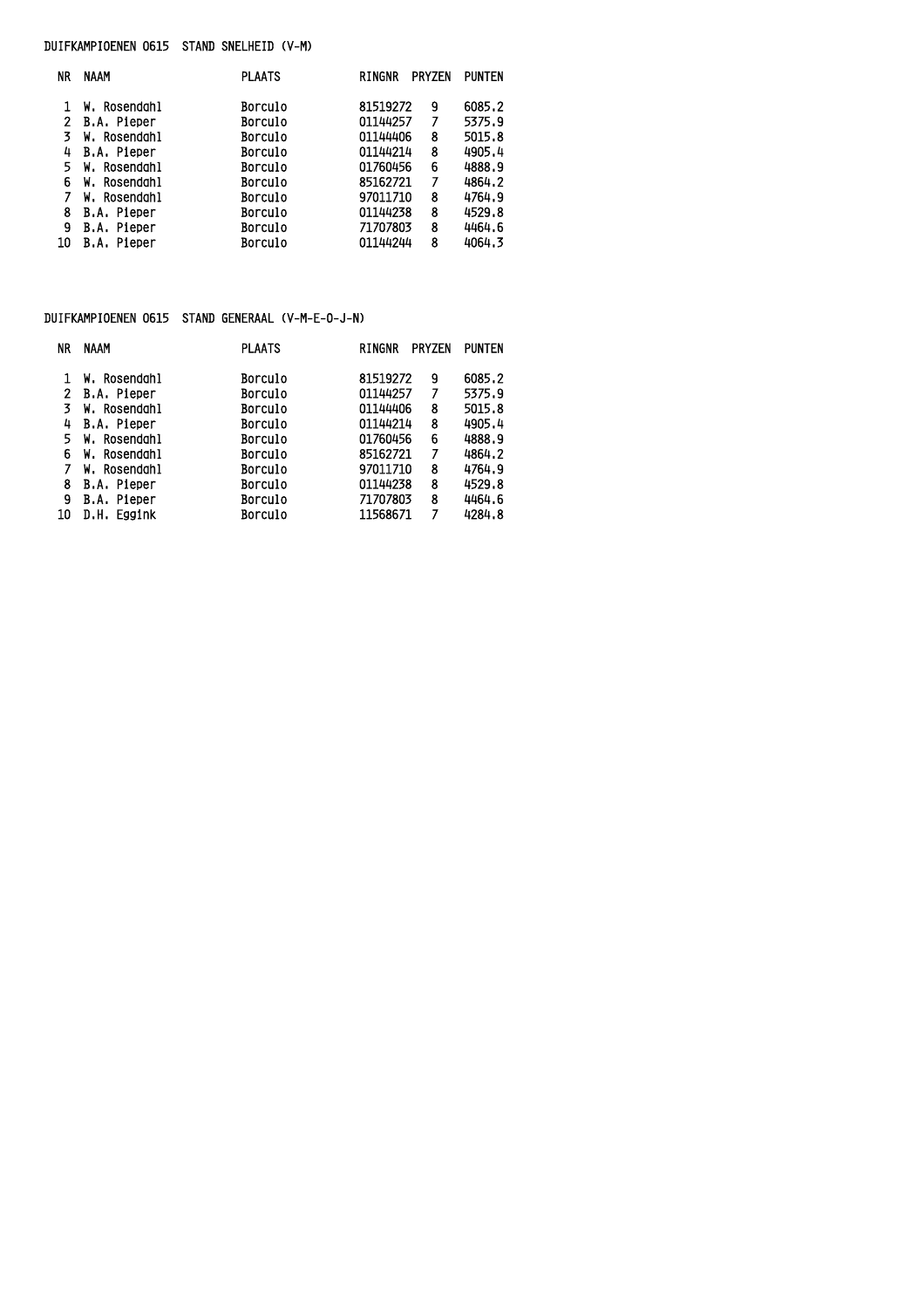DUIFKAMPIOENEN O615  STAND SNELHEID (V-M)

| NR | NAAM | PLAATS | RINGNR | PRYZEN | PUNTEN |
|---|---|---|---|---|---|
| 1 | W. Rosendahl | Borculo | 81519272 | 9 | 6085.2 |
| 2 | B.A. Pieper | Borculo | 01144257 | 7 | 5375.9 |
| 3 | W. Rosendahl | Borculo | 01144406 | 8 | 5015.8 |
| 4 | B.A. Pieper | Borculo | 01144214 | 8 | 4905.4 |
| 5 | W. Rosendahl | Borculo | 01760456 | 6 | 4888.9 |
| 6 | W. Rosendahl | Borculo | 85162721 | 7 | 4864.2 |
| 7 | W. Rosendahl | Borculo | 97011710 | 8 | 4764.9 |
| 8 | B.A. Pieper | Borculo | 01144238 | 8 | 4529.8 |
| 9 | B.A. Pieper | Borculo | 71707803 | 8 | 4464.6 |
| 10 | B.A. Pieper | Borculo | 01144244 | 8 | 4064.3 |

DUIFKAMPIOENEN O615  STAND GENERAAL (V-M-E-O-J-N)

| NR | NAAM | PLAATS | RINGNR | PRYZEN | PUNTEN |
|---|---|---|---|---|---|
| 1 | W. Rosendahl | Borculo | 81519272 | 9 | 6085.2 |
| 2 | B.A. Pieper | Borculo | 01144257 | 7 | 5375.9 |
| 3 | W. Rosendahl | Borculo | 01144406 | 8 | 5015.8 |
| 4 | B.A. Pieper | Borculo | 01144214 | 8 | 4905.4 |
| 5 | W. Rosendahl | Borculo | 01760456 | 6 | 4888.9 |
| 6 | W. Rosendahl | Borculo | 85162721 | 7 | 4864.2 |
| 7 | W. Rosendahl | Borculo | 97011710 | 8 | 4764.9 |
| 8 | B.A. Pieper | Borculo | 01144238 | 8 | 4529.8 |
| 9 | B.A. Pieper | Borculo | 71707803 | 8 | 4464.6 |
| 10 | D.H. Eggink | Borculo | 11568671 | 7 | 4284.8 |